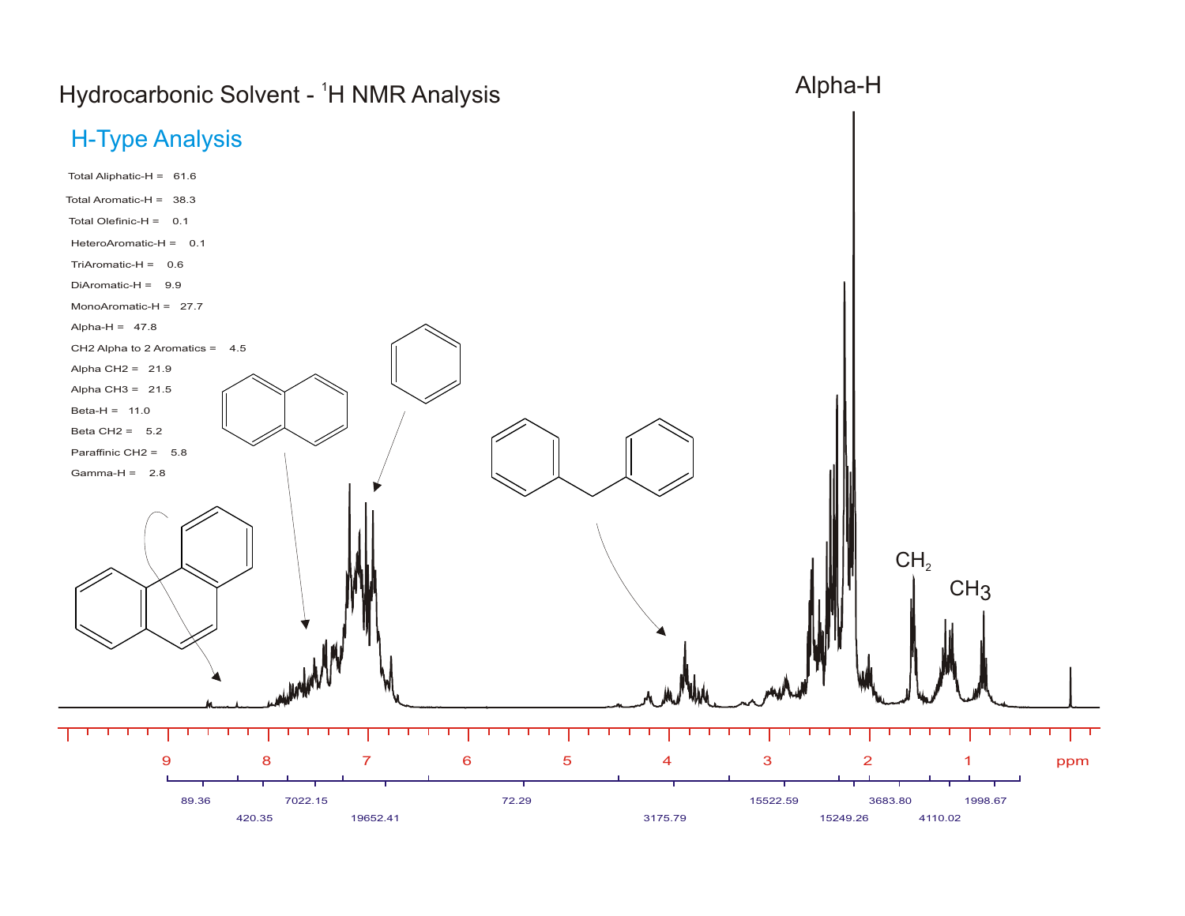# Hydrocarbonic Solvent - [1]H NMR Analysis

## H-Type Analysis

Total Aliphatic-H = 61.6

Total Aromatic-H = 38.3

Total Olefinic-H = 0.1

HeteroAromatic-H = 0.1

TriAromatic-H = 0.6

DiAromatic-H = 9.9

MonoAromatic-H = 27.7

Alpha-H = 47.8

CH2 Alpha to 2 Aromatics = 4.5

Alpha CH2 = 21.9

Alpha CH3 = 21.5

Beta-H = 11.0

Beta CH2 = 5.2

Paraffinic CH2 = 5.8

Gamma-H = 2.8

Alpha-H

$CH_2$

$CH_3$

9 8 7 6 5 4 3 2 1 ppm

89.36 420.35 7022.15 19652.41 72.29 3175.79 15522.59 15249.26 3683.80 4110.02 1998.67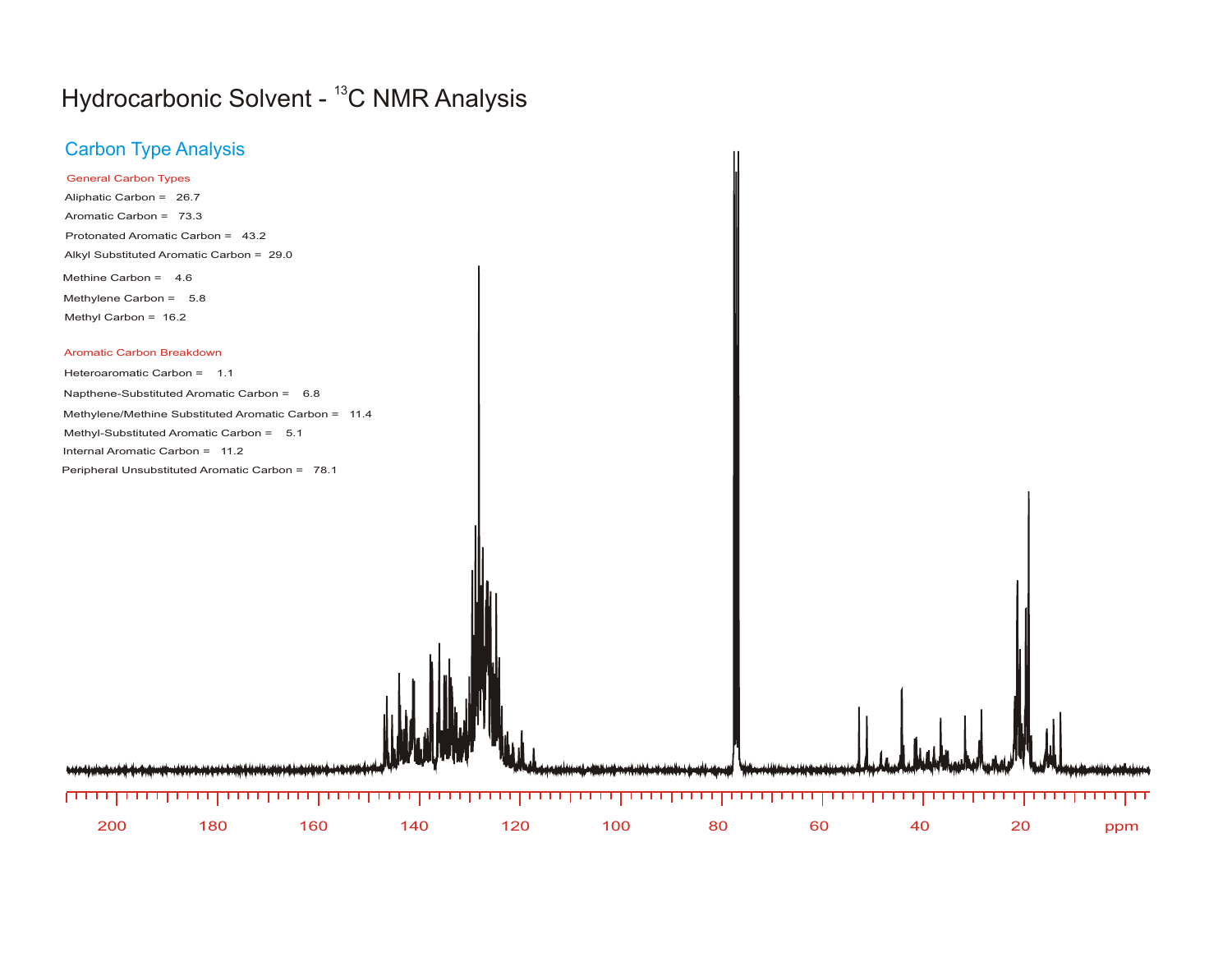# Hydrocarbonic Solvent - $^{13}$C NMR Analysis

## Carbon Type Analysis

### General Carbon Types

Aliphatic Carbon = 26.7

Aromatic Carbon = 73.3

Protonated Aromatic Carbon = 43.2

Alkyl Substituted Aromatic Carbon = 29.0

Methine Carbon = 4.6

Methylene Carbon = 5.8

Methyl Carbon = 16.2

### Aromatic Carbon Breakdown

Heteroaromatic Carbon = 1.1

Napthene-Substituted Aromatic Carbon = 6.8

Methylene/Methine Substituted Aromatic Carbon = 11.4

Methyl-Substituted Aromatic Carbon = 5.1

Internal Aromatic Carbon = 11.2

Peripheral Unsubstituted Aromatic Carbon = 78.1

200 180 160 140 120 100 80 60 40 20 ppm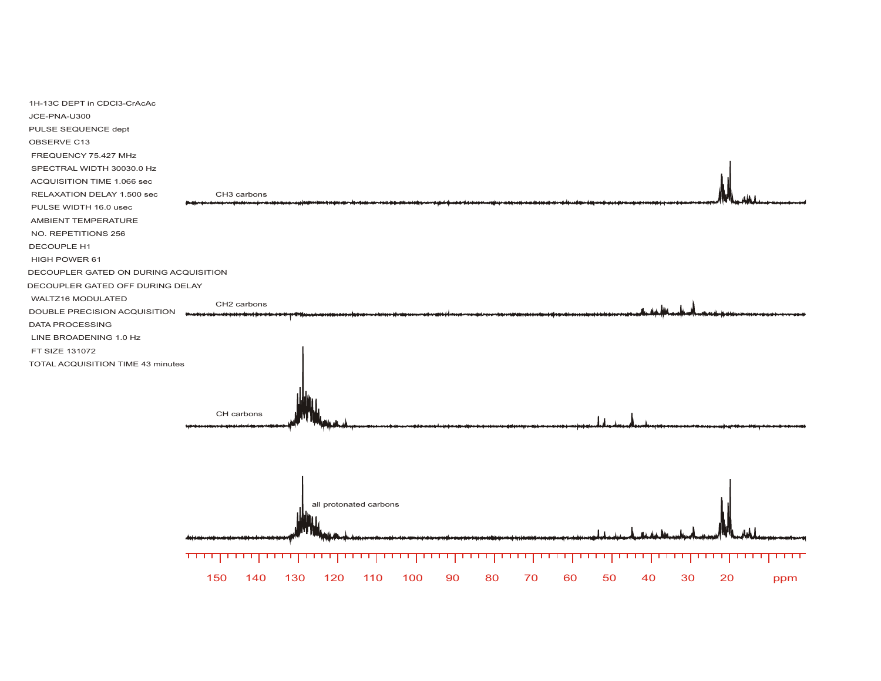1H-13C DEPT in CDCl3-CrAcAc

JCE-PNA-U300

PULSE SEQUENCE dept

OBSERVE C13

FREQUENCY 75.427 MHz

SPECTRAL WIDTH 30030.0 Hz

ACQUISITION TIME 1.066 sec

RELAXATION DELAY 1.500 sec

PULSE WIDTH 16.0 usec

AMBIENT TEMPERATURE

NO. REPETITIONS 256

DECOUPLE H1

HIGH POWER 61

DECOUPLER GATED ON DURING ACQUISITION

DECOUPLER GATED OFF DURING DELAY

WALTZ16 MODULATED

DOUBLE PRECISION ACQUISITION

DATA PROCESSING

LINE BROADENING 1.0 Hz

FT SIZE 131072

TOTAL ACQUISITION TIME 43 minutes

CH3 carbons

CH2 carbons

CH carbons

all protonated carbons

150 140 130 120 110 100 90 80 70 60 50 40 30 20 ppm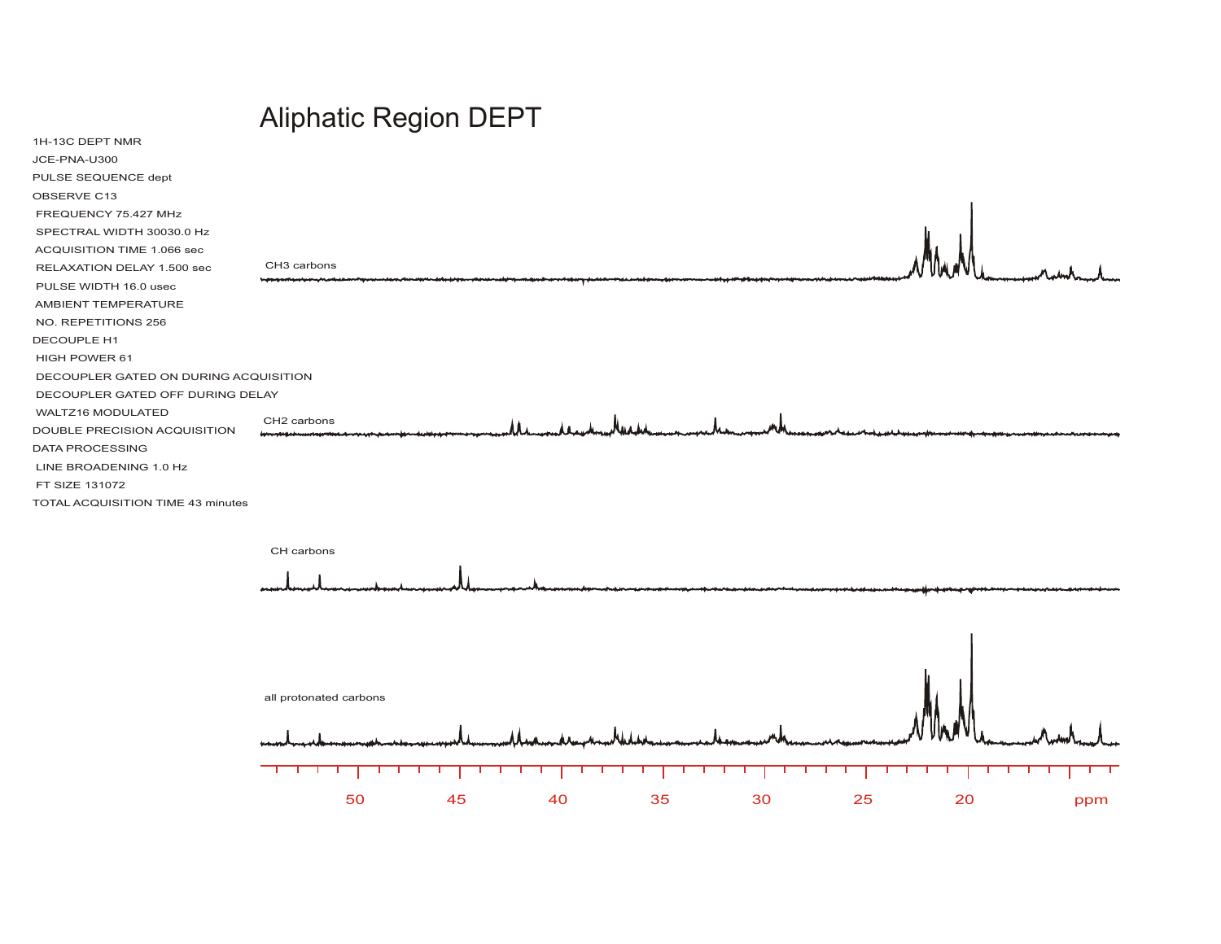# Aliphatic Region DEPT

1H-13C DEPT NMR
JCE-PNA-U300
PULSE SEQUENCE dept
OBSERVE C13
FREQUENCY 75.427 MHz
SPECTRAL WIDTH 30030.0 Hz
ACQUISITION TIME 1.066 sec
RELAXATION DELAY 1.500 sec
PULSE WIDTH 16.0 usec
AMBIENT TEMPERATURE
NO. REPETITIONS 256
DECOUPLE H1
HIGH POWER 61
DECOUPLER GATED ON DURING ACQUISITION
DECOUPLER GATED OFF DURING DELAY
WALTZ16 MODULATED
DOUBLE PRECISION ACQUISITION
DATA PROCESSING
LINE BROADENING 1.0 Hz
FT SIZE 131072
TOTAL ACQUISITION TIME 43 minutes

CH3 carbons

CH2 carbons

CH carbons

all protonated carbons

50 45 40 35 30 25 20 ppm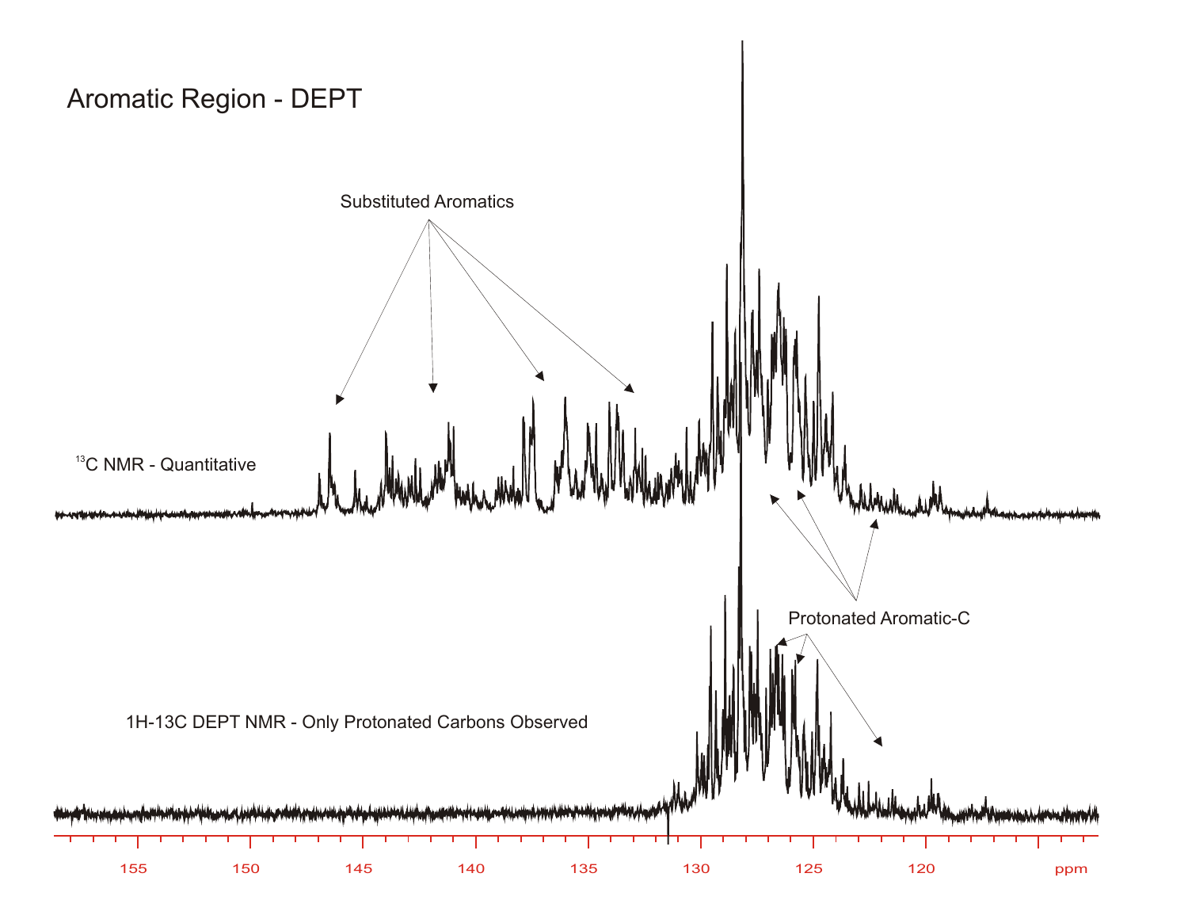# Aromatic Region - DEPT

Substituted Aromatics

$^{13}$C NMR - Quantitative

Protonated Aromatic-C

1H-13C DEPT NMR - Only Protonated Carbons Observed

155 150 145 140 135 130 125 120 ppm